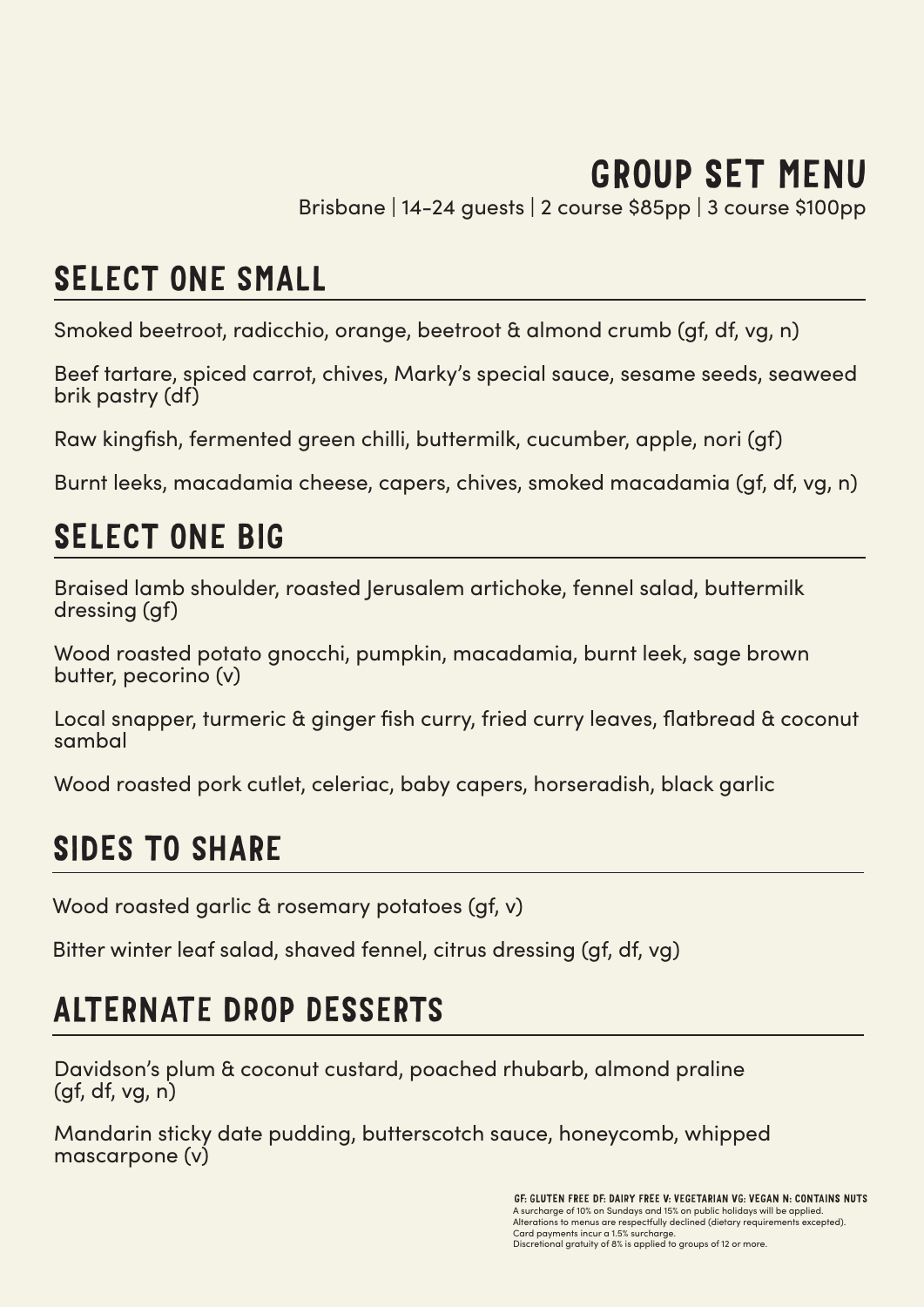# GROUP SET MENU

Brisbane | 14-24 guests | 2 course $85pp | 3 course $100pp

## SELECT ONE SMALL

Smoked beetroot, radicchio, orange, beetroot & almond crumb (gf, df, vg, n)

Beef tartare, spiced carrot, chives, Marky's special sauce, sesame seeds, seaweed brik pastry (df)

Raw kingfish, fermented green chilli, buttermilk, cucumber, apple, nori (gf)

Burnt leeks, macadamia cheese, capers, chives, smoked macadamia (gf, df, vg, n)

## SELECT ONE BIG

Braised lamb shoulder, roasted Jerusalem artichoke, fennel salad, buttermilk dressing (gf)

Wood roasted potato gnocchi, pumpkin, macadamia, burnt leek, sage brown butter, pecorino (v)

Local snapper, turmeric & ginger fish curry, fried curry leaves, flatbread & coconut sambal

Wood roasted pork cutlet, celeriac, baby capers, horseradish, black garlic

## SIDES TO SHARE

Wood roasted garlic & rosemary potatoes (gf, v)

Bitter winter leaf salad, shaved fennel, citrus dressing (gf, df, vg)

## ALTERNATE DROP DESSERTS

Davidson's plum & coconut custard, poached rhubarb, almond praline (gf, df, vg, n)

Mandarin sticky date pudding, butterscotch sauce, honeycomb, whipped mascarpone (v)

GF: GLUTEN FREE DF: DAIRY FREE V: VEGETARIAN VG: VEGAN N: CONTAINS NUTS
A surcharge of 10% on Sundays and 15% on public holidays will be applied.
Alterations to menus are respectfully declined (dietary requirements excepted).
Card payments incur a 1.5% surcharge.
Discretional gratuity of 8% is applied to groups of 12 or more.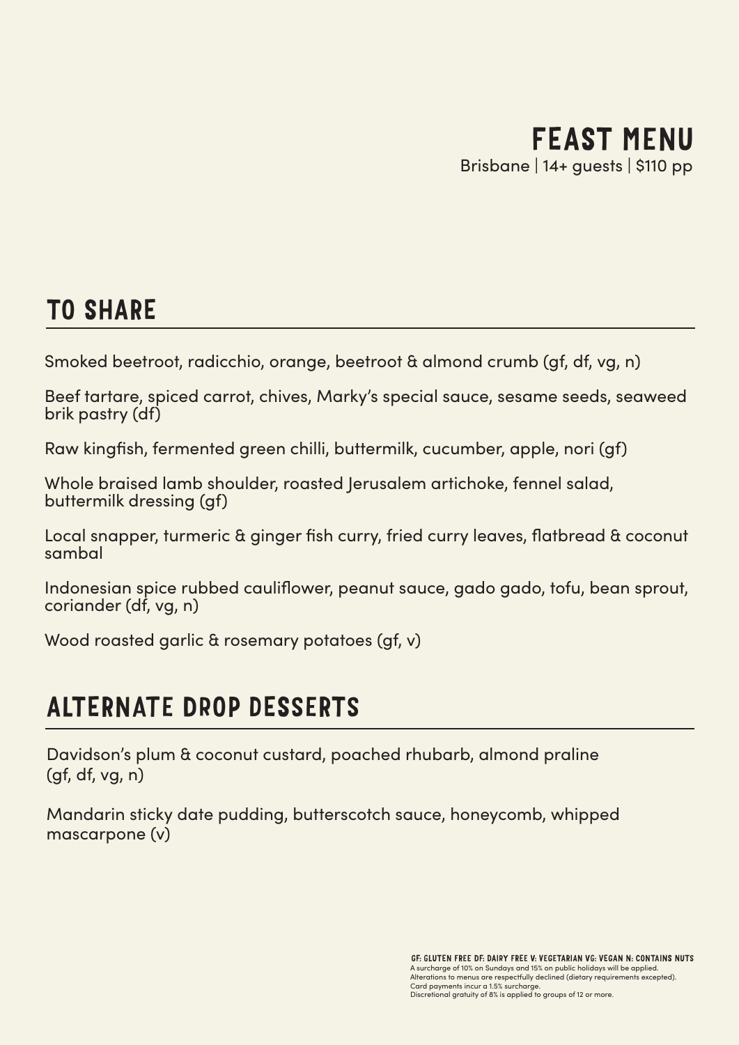# FEAST MENU

Brisbane | 14+ guests | $110 pp

## TO SHARE

Smoked beetroot, radicchio, orange, beetroot & almond crumb (gf, df, vg, n)

Beef tartare, spiced carrot, chives, Marky's special sauce, sesame seeds, seaweed brik pastry (df)

Raw kingfish, fermented green chilli, buttermilk, cucumber, apple, nori (gf)

Whole braised lamb shoulder, roasted Jerusalem artichoke, fennel salad, buttermilk dressing (gf)

Local snapper, turmeric & ginger fish curry, fried curry leaves, flatbread & coconut sambal

Indonesian spice rubbed cauliflower, peanut sauce, gado gado, tofu, bean sprout, coriander (df, vg, n)

Wood roasted garlic & rosemary potatoes (gf, v)

## ALTERNATE DROP DESSERTS

Davidson's plum & coconut custard, poached rhubarb, almond praline (gf, df, vg, n)

Mandarin sticky date pudding, butterscotch sauce, honeycomb, whipped mascarpone (v)

**GF: GLUTEN FREE DF: DAIRY FREE V: VEGETARIAN VG: VEGAN N: CONTAINS NUTS**

A surcharge of 10% on Sundays and 15% on public holidays will be applied.
Alterations to menus are respectfully declined (dietary requirements excepted).
Card payments incur a 1.5% surcharge.
Discretional gratuity of 8% is applied to groups of 12 or more.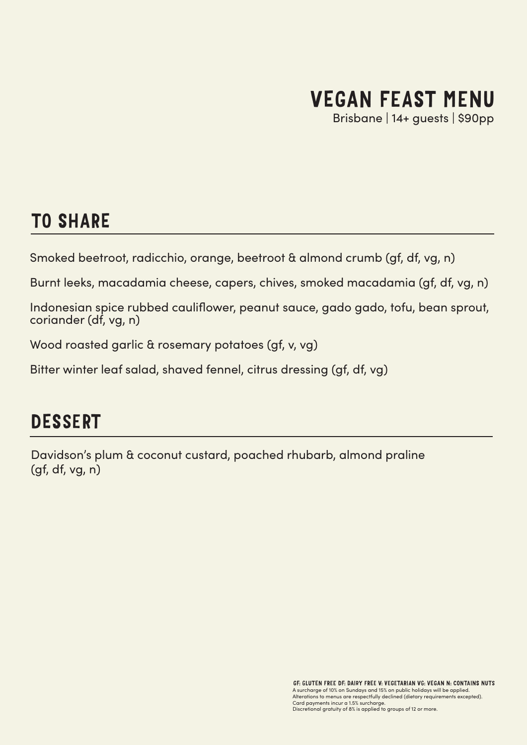# VEGAN FEAST MENU

Brisbane | 14+ guests | $90pp

## TO SHARE

Smoked beetroot, radicchio, orange, beetroot & almond crumb (gf, df, vg, n)

Burnt leeks, macadamia cheese, capers, chives, smoked macadamia (gf, df, vg, n)

Indonesian spice rubbed cauliflower, peanut sauce, gado gado, tofu, bean sprout, coriander (df, vg, n)

Wood roasted garlic & rosemary potatoes (gf, v, vg)

Bitter winter leaf salad, shaved fennel, citrus dressing (gf, df, vg)

## DESSERT

Davidson's plum & coconut custard, poached rhubarb, almond praline (gf, df, vg, n)

**GF: GLUTEN FREE DF: DAIRY FREE V: VEGETARIAN VG: VEGAN N: CONTAINS NUTS**
A surcharge of 10% on Sundays and 15% on public holidays will be applied.
Alterations to menus are respectfully declined (dietary requirements excepted).
Card payments incur a 1.5% surcharge.
Discretional gratuity of 8% is applied to groups of 12 or more.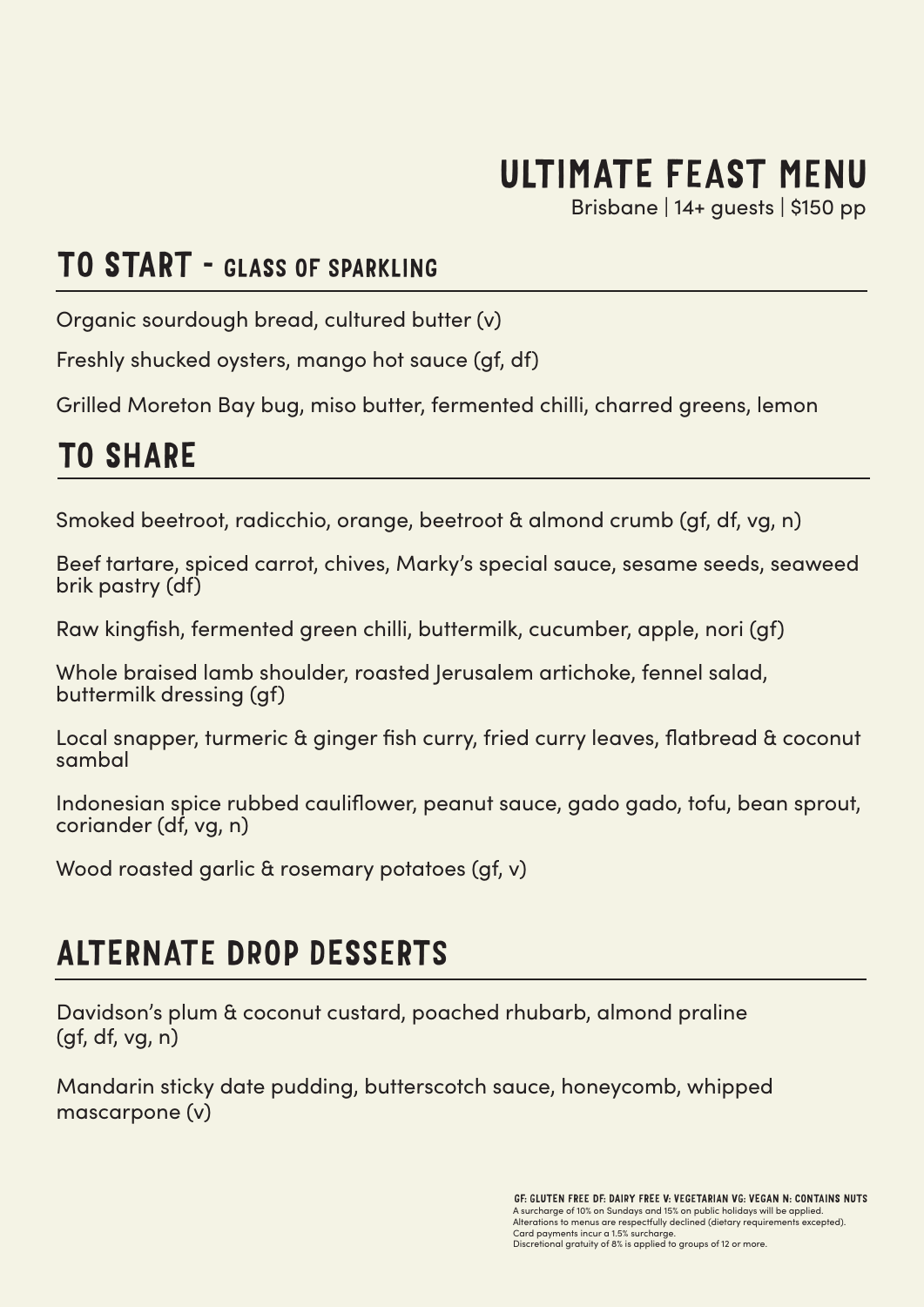# ULTIMATE FEAST MENU

Brisbane | 14+ guests | $150 pp

## TO START - GLASS OF SPARKLING

Organic sourdough bread, cultured butter (v)

Freshly shucked oysters, mango hot sauce (gf, df)

Grilled Moreton Bay bug, miso butter, fermented chilli, charred greens, lemon

## TO SHARE

Smoked beetroot, radicchio, orange, beetroot & almond crumb (gf, df, vg, n)

Beef tartare, spiced carrot, chives, Marky's special sauce, sesame seeds, seaweed brik pastry (df)

Raw kingfish, fermented green chilli, buttermilk, cucumber, apple, nori (gf)

Whole braised lamb shoulder, roasted Jerusalem artichoke, fennel salad, buttermilk dressing (gf)

Local snapper, turmeric & ginger fish curry, fried curry leaves, flatbread & coconut sambal

Indonesian spice rubbed cauliflower, peanut sauce, gado gado, tofu, bean sprout, coriander (df, vg, n)

Wood roasted garlic & rosemary potatoes (gf, v)

## ALTERNATE DROP DESSERTS

Davidson's plum & coconut custard, poached rhubarb, almond praline (gf, df, vg, n)

Mandarin sticky date pudding, butterscotch sauce, honeycomb, whipped mascarpone (v)

GF: GLUTEN FREE DF: DAIRY FREE V: VEGETARIAN VG: VEGAN N: CONTAINS NUTS

A surcharge of 10% on Sundays and 15% on public holidays will be applied.
Alterations to menus are respectfully declined (dietary requirements excepted).
Card payments incur a 1.5% surcharge.
Discretional gratuity of 8% is applied to groups of 12 or more.